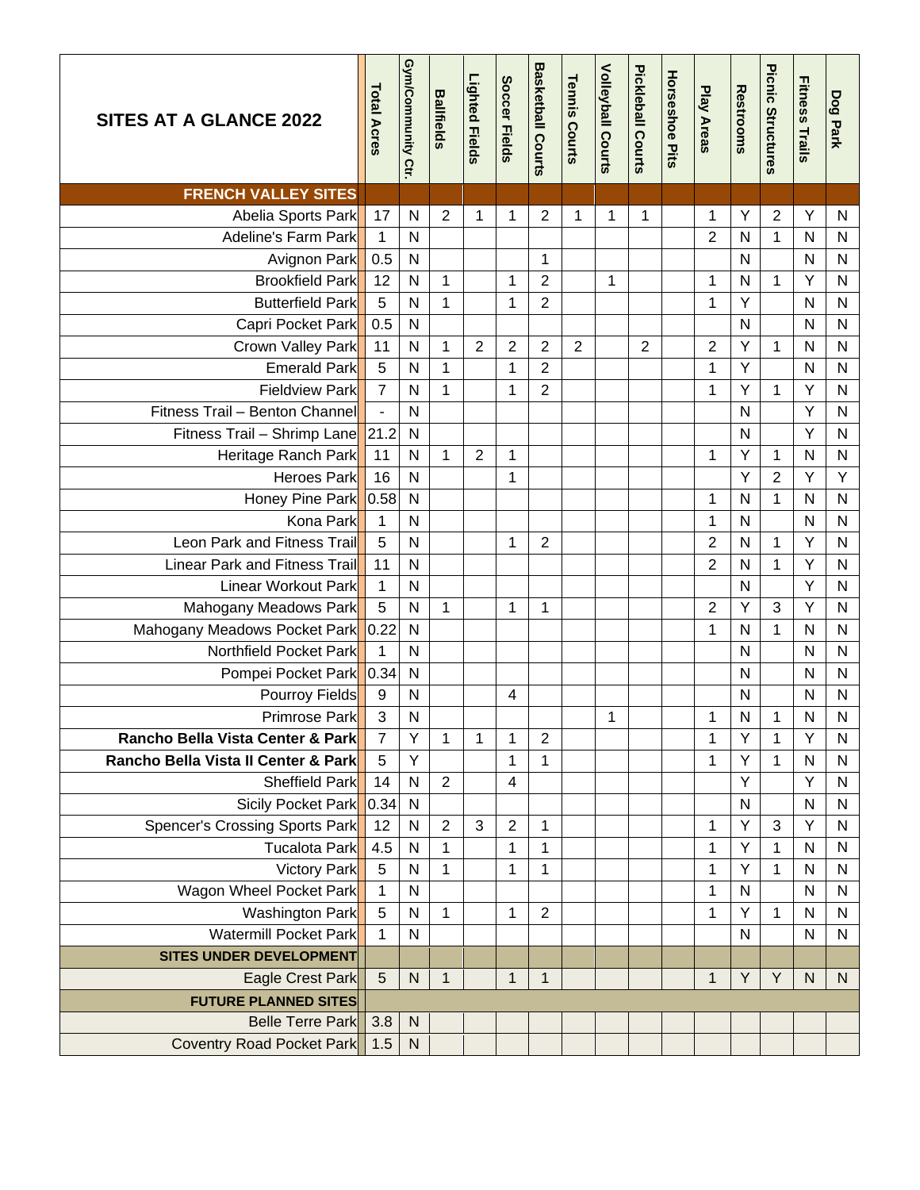| SITES AT A GLANCE 2022 | Total Acres | Gym/Community Ctr. | Ballfields | Lighted Fields | Soccer Fields | Basketball Courts | Tennis Courts | Volleyball Courts | Pickleball Courts | Horseshoe Pits | Play Areas | Restrooms | Picnic Structures | Fitness Trails | Dog Park |
|---|---|---|---|---|---|---|---|---|---|---|---|---|---|---|---|
| **FRENCH VALLEY SITES** | | | | | | | | | | | | | | | |
| Abelia Sports Park | 17 | N | 2 | 1 | 1 | 2 | 1 | 1 | 1 | | 1 | Y | 2 | Y | N |
| Adeline's Farm Park | 1 | N | | | | | | | | | 2 | N | 1 | N | N |
| Avignon Park | 0.5 | N | | | | 1 | | | | | | N | | N | N |
| Brookfield Park | 12 | N | 1 | | 1 | 2 | | 1 | | | 1 | N | 1 | Y | N |
| Butterfield Park | 5 | N | 1 | | 1 | 2 | | | | | 1 | Y | | N | N |
| Capri Pocket Park | 0.5 | N | | | | | | | | | | N | | N | N |
| Crown Valley Park | 11 | N | 1 | 2 | 2 | 2 | 2 | | 2 | | 2 | Y | 1 | N | N |
| Emerald Park | 5 | N | 1 | | 1 | 2 | | | | | 1 | Y | | N | N |
| Fieldview Park | 7 | N | 1 | | 1 | 2 | | | | | 1 | Y | 1 | Y | N |
| Fitness Trail – Benton Channel | - | N | | | | | | | | | | N | | Y | N |
| Fitness Trail – Shrimp Lane | 21.2 | N | | | | | | | | | | N | | Y | N |
| Heritage Ranch Park | 11 | N | 1 | 2 | 1 | | | | | | 1 | Y | 1 | N | N |
| Heroes Park | 16 | N | | | 1 | | | | | | | Y | 2 | Y | Y |
| Honey Pine Park | 0.58 | N | | | | | | | | | 1 | N | 1 | N | N |
| Kona Park | 1 | N | | | | | | | | | 1 | N | | N | N |
| Leon Park and Fitness Trail | 5 | N | | | 1 | 2 | | | | | 2 | N | 1 | Y | N |
| Linear Park and Fitness Trail | 11 | N | | | | | | | | | 2 | N | 1 | Y | N |
| Linear Workout Park | 1 | N | | | | | | | | | | N | | Y | N |
| Mahogany Meadows Park | 5 | N | 1 | | 1 | 1 | | | | | 2 | Y | 3 | Y | N |
| Mahogany Meadows Pocket Park | 0.22 | N | | | | | | | | | 1 | N | 1 | N | N |
| Northfield Pocket Park | 1 | N | | | | | | | | | | N | | N | N |
| Pompei Pocket Park | 0.34 | N | | | | | | | | | | N | | N | N |
| Pourroy Fields | 9 | N | | | 4 | | | | | | | N | | N | N |
| Primrose Park | 3 | N | | | | | | 1 | | | 1 | N | 1 | N | N |
| **Rancho Bella Vista Center & Park** | 7 | Y | 1 | 1 | 1 | 2 | | | | | 1 | Y | 1 | Y | N |
| **Rancho Bella Vista II Center & Park** | 5 | Y | | | 1 | 1 | | | | | 1 | Y | 1 | N | N |
| Sheffield Park | 14 | N | 2 | | 4 | | | | | | | Y | | Y | N |
| Sicily Pocket Park | 0.34 | N | | | | | | | | | | N | | N | N |
| Spencer's Crossing Sports Park | 12 | N | 2 | 3 | 2 | 1 | | | | | 1 | Y | 3 | Y | N |
| Tucalota Park | 4.5 | N | 1 | | 1 | 1 | | | | | 1 | Y | 1 | N | N |
| Victory Park | 5 | N | 1 | | 1 | 1 | | | | | 1 | Y | 1 | N | N |
| Wagon Wheel Pocket Park | 1 | N | | | | | | | | | 1 | N | | N | N |
| Washington Park | 5 | N | 1 | | 1 | 2 | | | | | 1 | Y | 1 | N | N |
| Watermill Pocket Park | 1 | N | | | | | | | | | | N | | N | N |
| **SITES UNDER DEVELOPMENT** | | | | | | | | | | | | | | | |
| Eagle Crest Park | 5 | N | 1 | | 1 | 1 | | | | | 1 | Y | Y | N | N |
| **FUTURE PLANNED SITES** | | | | | | | | | | | | | | | |
| Belle Terre Park | 3.8 | N | | | | | | | | | | | | | |
| Coventry Road Pocket Park | 1.5 | N | | | | | | | | | | | | | |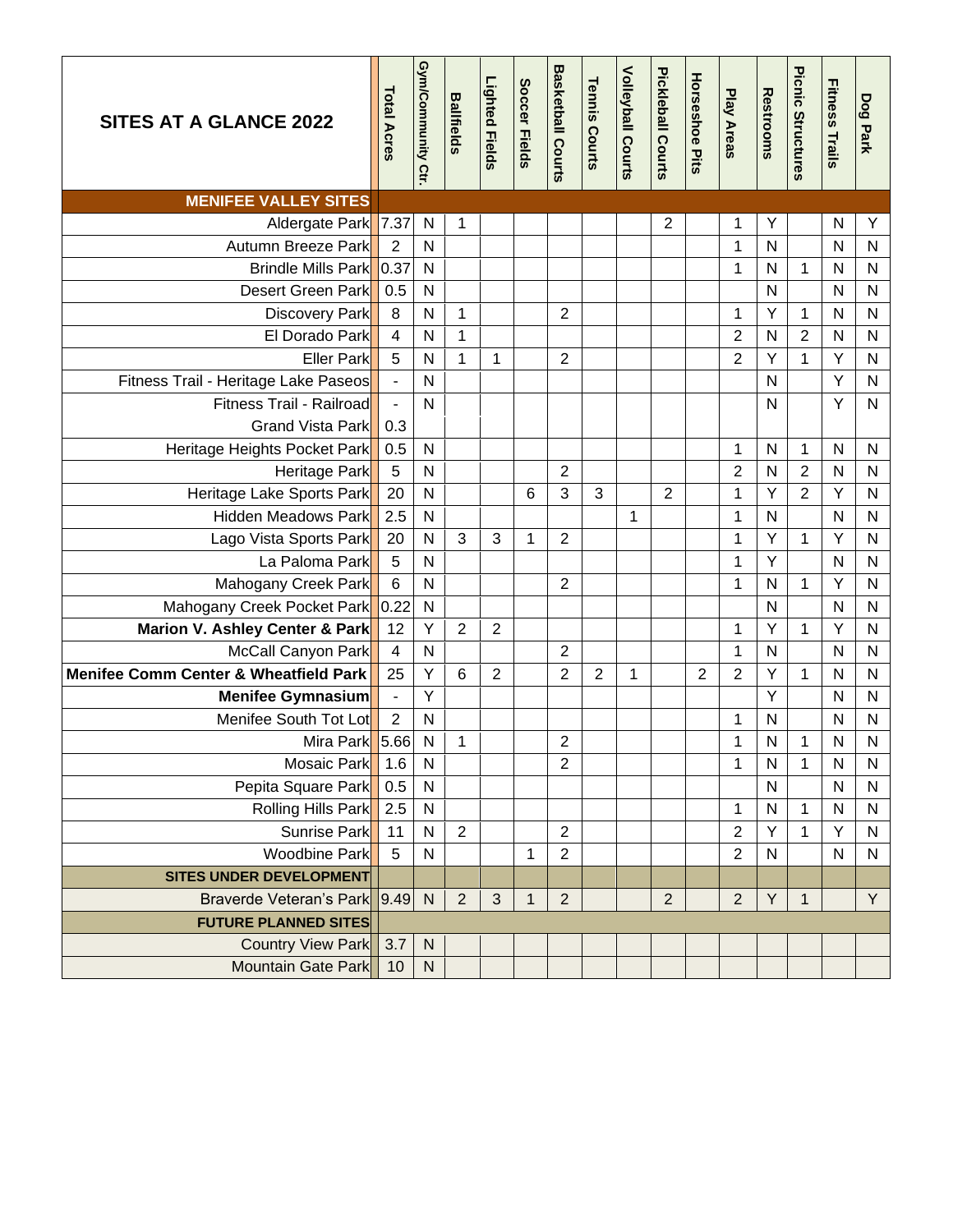| SITES AT A GLANCE 2022 | Total Acres | Gym/Community Ctr. | Ballfields | Lighted Fields | Soccer Fields | Basketball Courts | Tennis Courts | Volleyball Courts | Pickleball Courts | Horseshoe Pits | Play Areas | Restrooms | Picnic Structures | Fitness Trails | Dog Park |
|---|---|---|---|---|---|---|---|---|---|---|---|---|---|---|---|
| **MENIFEE VALLEY SITES** | | | | | | | | | | | | | | | |
| Aldergate Park | 7.37 | N | 1 | | | | | | 2 | | 1 | Y | | N | Y |
| Autumn Breeze Park | 2 | N | | | | | | | | | 1 | N | | N | N |
| Brindle Mills Park | 0.37 | N | | | | | | | | | 1 | N | 1 | N | N |
| Desert Green Park | 0.5 | N | | | | | | | | | | N | | N | N |
| Discovery Park | 8 | N | 1 | | | 2 | | | | | 1 | Y | 1 | N | N |
| El Dorado Park | 4 | N | 1 | | | | | | | | 2 | N | 2 | N | N |
| Eller Park | 5 | N | 1 | 1 | | 2 | | | | | 2 | Y | 1 | Y | N |
| Fitness Trail - Heritage Lake Paseos | - | N | | | | | | | | | | N | | Y | N |
| Fitness Trail - Railroad | - | N | | | | | | | | | | N | | Y | N |
| Grand Vista Park | 0.3 | | | | | | | | | | | | | | |
| Heritage Heights Pocket Park | 0.5 | N | | | | | | | | | 1 | N | 1 | N | N |
| Heritage Park | 5 | N | | | | 2 | | | | | 2 | N | 2 | N | N |
| Heritage Lake Sports Park | 20 | N | | | 6 | 3 | 3 | | 2 | | 1 | Y | 2 | Y | N |
| Hidden Meadows Park | 2.5 | N | | | | | | 1 | | | 1 | N | | N | N |
| Lago Vista Sports Park | 20 | N | 3 | 3 | 1 | 2 | | | | | 1 | Y | 1 | Y | N |
| La Paloma Park | 5 | N | | | | | | | | | 1 | Y | | N | N |
| Mahogany Creek Park | 6 | N | | | | 2 | | | | | 1 | N | 1 | Y | N |
| Mahogany Creek Pocket Park | 0.22 | N | | | | | | | | | | N | | N | N |
| **Marion V. Ashley Center & Park** | 12 | Y | 2 | 2 | | | | | | | 1 | Y | 1 | Y | N |
| McCall Canyon Park | 4 | N | | | | 2 | | | | | 1 | N | | N | N |
| **Menifee Comm Center & Wheatfield Park** | 25 | Y | 6 | 2 | | 2 | 2 | 1 | | 2 | 2 | Y | 1 | N | N |
| **Menifee Gymnasium** | - | Y | | | | | | | | | | Y | | N | N |
| Menifee South Tot Lot | 2 | N | | | | | | | | | 1 | N | | N | N |
| Mira Park | 5.66 | N | 1 | | | 2 | | | | | 1 | N | 1 | N | N |
| Mosaic Park | 1.6 | N | | | | 2 | | | | | 1 | N | 1 | N | N |
| Pepita Square Park | 0.5 | N | | | | | | | | | | N | | N | N |
| Rolling Hills Park | 2.5 | N | | | | | | | | | 1 | N | 1 | N | N |
| Sunrise Park | 11 | N | 2 | | | 2 | | | | | 2 | Y | 1 | Y | N |
| Woodbine Park | 5 | N | | | 1 | 2 | | | | | 2 | N | | N | N |
| **SITES UNDER DEVELOPMENT** | | | | | | | | | | | | | | | |
| Braverde Veteran's Park | 9.49 | N | 2 | 3 | 1 | 2 | | | 2 | | 2 | Y | 1 | | Y |
| **FUTURE PLANNED SITES** | | | | | | | | | | | | | | | |
| Country View Park | 3.7 | N | | | | | | | | | | | | | |
| Mountain Gate Park | 10 | N | | | | | | | | | | | | | |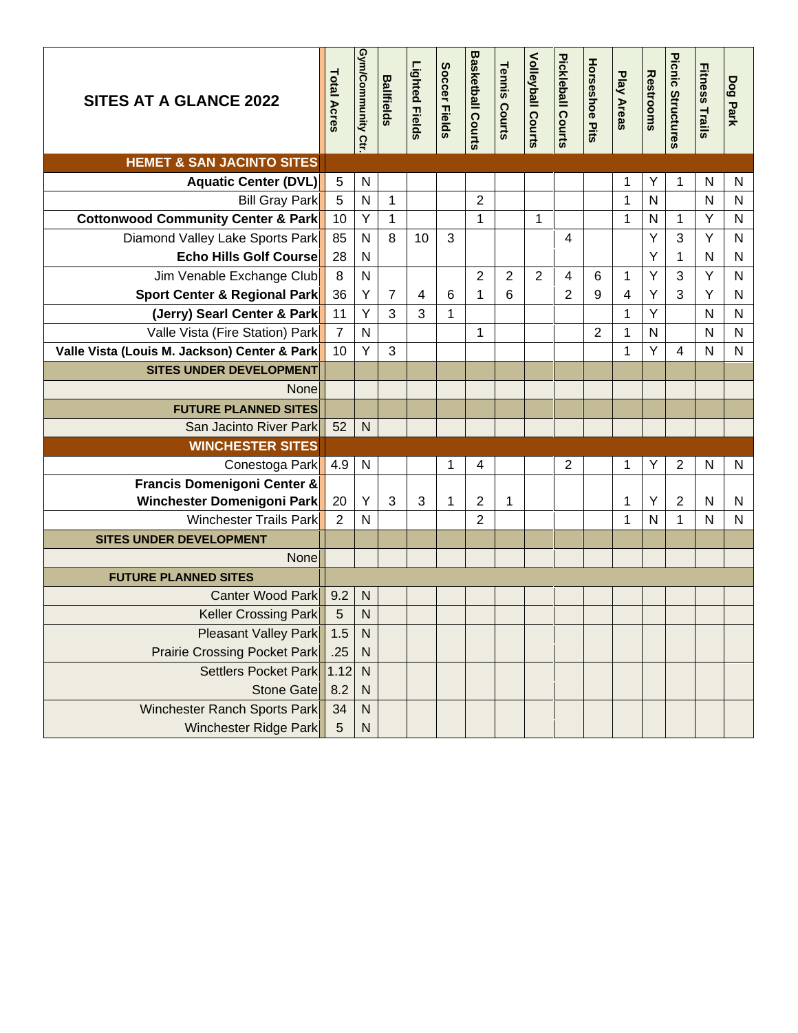| SITES AT A GLANCE 2022 | Total Acres | Gym/Community Ctr. | Ballfields | Lighted Fields | Soccer Fields | Basketball Courts | Tennis Courts | Volleyball Courts | Pickleball Courts | Horseshoe Pits | Play Areas | Restrooms | Picnic Structures | Fitness Trails | Dog Park |
|---|---|---|---|---|---|---|---|---|---|---|---|---|---|---|---|
| **HEMET & SAN JACINTO SITES** | | | | | | | | | | | | | | | |
| **Aquatic Center (DVL)** | 5 | N | | | | | | | | | 1 | Y | 1 | N | N |
| Bill Gray Park | 5 | N | 1 | | | 2 | | | | | 1 | N | | N | N |
| **Cottonwood Community Center & Park** | 10 | Y | 1 | | | 1 | | 1 | | | 1 | N | 1 | Y | N |
| Diamond Valley Lake Sports Park | 85 | N | 8 | 10 | 3 | | | | 4 | | | Y | 3 | Y | N |
| **Echo Hills Golf Course** | 28 | N | | | | | | | | | | Y | 1 | N | N |
| Jim Venable Exchange Club | 8 | N | | | | 2 | 2 | 2 | 4 | 6 | 1 | Y | 3 | Y | N |
| **Sport Center & Regional Park** | 36 | Y | 7 | 4 | 6 | 1 | 6 | | 2 | 9 | 4 | Y | 3 | Y | N |
| **(Jerry) Searl Center & Park** | 11 | Y | 3 | 3 | 1 | | | | | | 1 | Y | | N | N |
| Valle Vista (Fire Station) Park | 7 | N | | | | 1 | | | | 2 | 1 | N | | N | N |
| **Valle Vista (Louis M. Jackson) Center & Park** | 10 | Y | 3 | | | | | | | | 1 | Y | 4 | N | N |
| **SITES UNDER DEVELOPMENT** | | | | | | | | | | | | | | | |
| None | | | | | | | | | | | | | | | |
| **FUTURE PLANNED SITES** | | | | | | | | | | | | | | | |
| San Jacinto River Park | 52 | N | | | | | | | | | | | | | |
| **WINCHESTER SITES** | | | | | | | | | | | | | | | |
| Conestoga Park | 4.9 | N | | | 1 | 4 | | | 2 | | 1 | Y | 2 | N | N |
| **Francis Domenigoni Center & Winchester Domenigoni Park** | 20 | Y | 3 | 3 | 1 | 2 | 1 | | | | 1 | Y | 2 | N | N |
| Winchester Trails Park | 2 | N | | | | 2 | | | | | 1 | N | 1 | N | N |
| **SITES UNDER DEVELOPMENT** | | | | | | | | | | | | | | | |
| None | | | | | | | | | | | | | | | |
| **FUTURE PLANNED SITES** | | | | | | | | | | | | | | | |
| Canter Wood Park | 9.2 | N | | | | | | | | | | | | | |
| Keller Crossing Park | 5 | N | | | | | | | | | | | | | |
| Pleasant Valley Park | 1.5 | N | | | | | | | | | | | | | |
| Prairie Crossing Pocket Park | .25 | N | | | | | | | | | | | | | |
| Settlers Pocket Park | 1.12 | N | | | | | | | | | | | | | |
| Stone Gate | 8.2 | N | | | | | | | | | | | | | |
| Winchester Ranch Sports Park | 34 | N | | | | | | | | | | | | | |
| Winchester Ridge Park | 5 | N | | | | | | | | | | | | | |